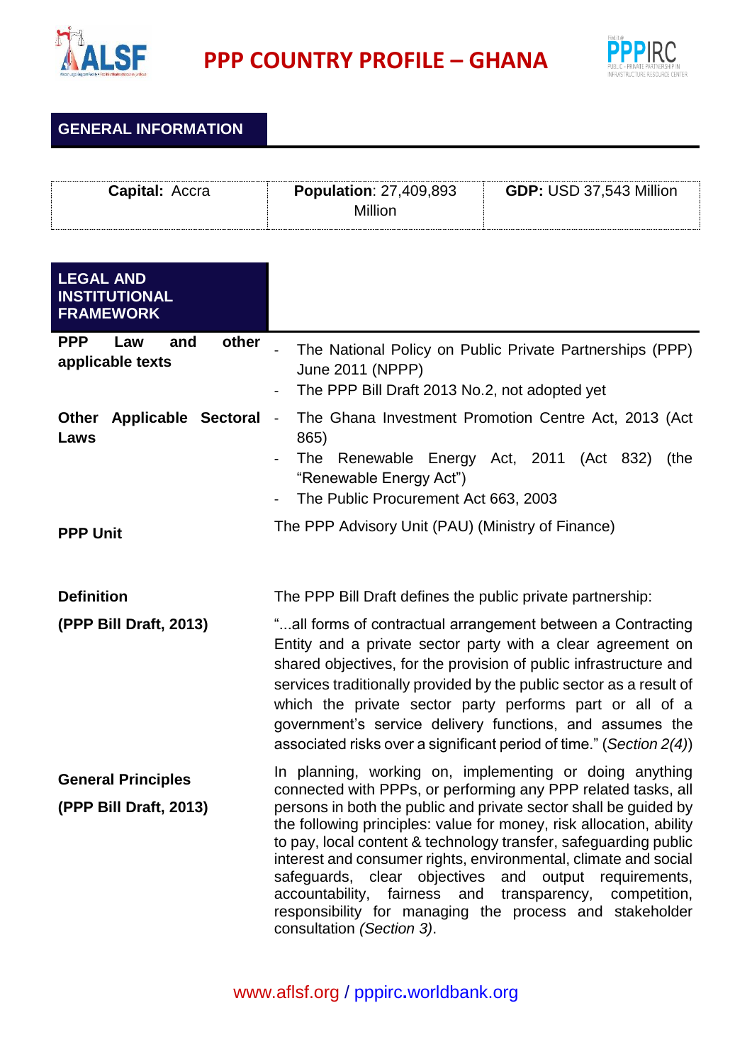# PPP COUNTRY PROFILE – GHANA

## GENERAL INFORMATION

| Capital: Accra | Population: 27,409,893 Million | GDP: USD 37,543 Million |
|---|---|---|

## LEGAL AND INSTITUTIONAL FRAMEWORK

| | |
|---|---|
| **PPP Law and other applicable texts** | - The National Policy on Public Private Partnerships (PPP) June 2011 (NPPP)<br>- The PPP Bill Draft 2013 No.2, not adopted yet |
| **Other Applicable Sectoral Laws** | - The Ghana Investment Promotion Centre Act, 2013 (Act 865)<br>- The Renewable Energy Act, 2011 (Act 832) (the "Renewable Energy Act")<br>- The Public Procurement Act 663, 2003 |
| **PPP Unit** | The PPP Advisory Unit (PAU) (Ministry of Finance) |
| **Definition**<br>**(PPP Bill Draft, 2013)** | The PPP Bill Draft defines the public private partnership:<br>"...all forms of contractual arrangement between a Contracting Entity and a private sector party with a clear agreement on shared objectives, for the provision of public infrastructure and services traditionally provided by the public sector as a result of which the private sector party performs part or all of a government's service delivery functions, and assumes the associated risks over a significant period of time." (*Section 2(4)*) |
| **General Principles**<br>**(PPP Bill Draft, 2013)** | In planning, working on, implementing or doing anything connected with PPPs, or performing any PPP related tasks, all persons in both the public and private sector shall be guided by the following principles: value for money, risk allocation, ability to pay, local content & technology transfer, safeguarding public interest and consumer rights, environmental, climate and social safeguards, clear objectives and output requirements, accountability, fairness and transparency, competition, responsibility for managing the process and stakeholder consultation *(Section 3)*. |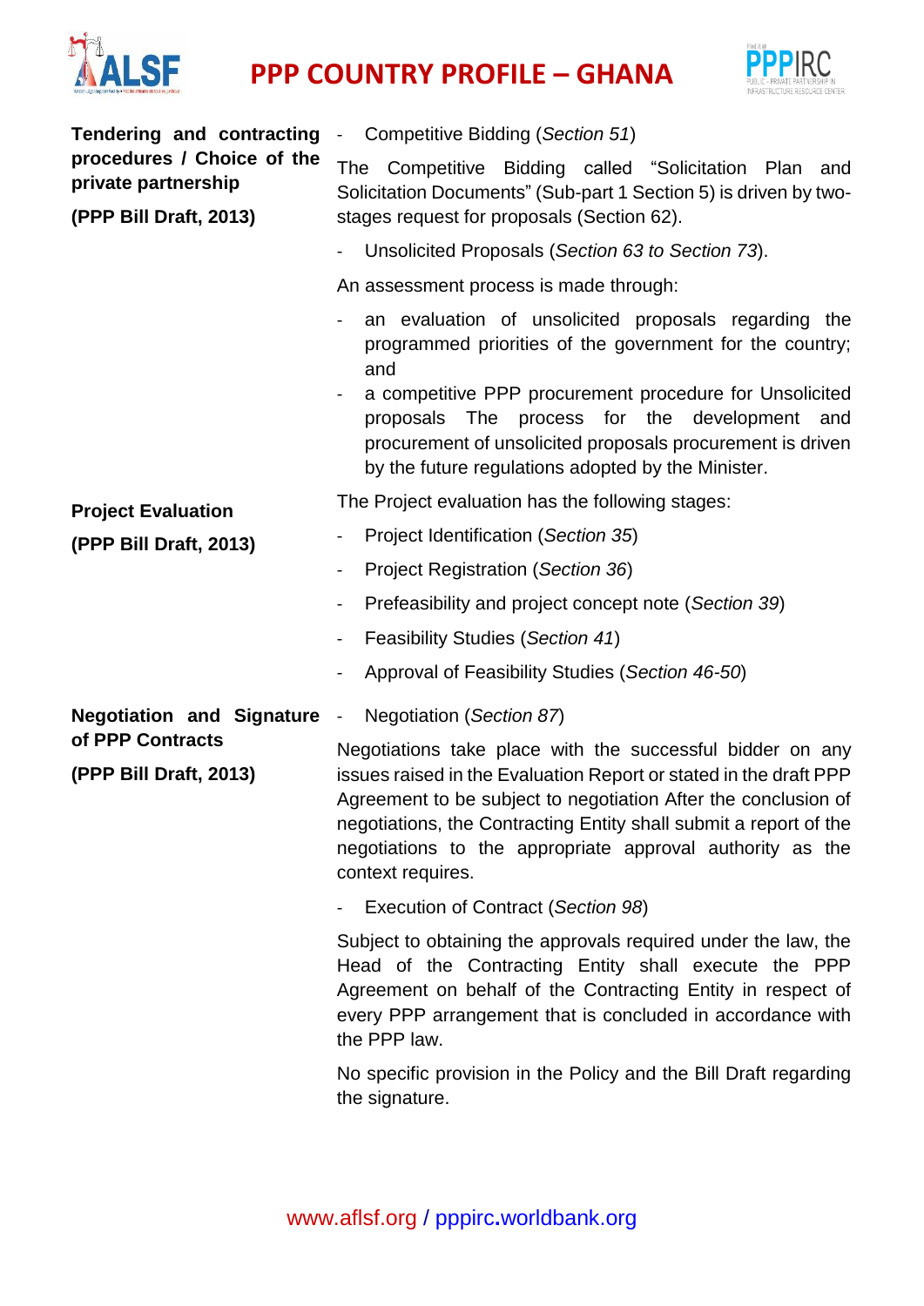| | |
|---|---|
| **Tendering and contracting procedures / Choice of the private partnership**<br><br>**(PPP Bill Draft, 2013)** | - Competitive Bidding (*Section 51*)<br><br>The Competitive Bidding called "Solicitation Plan and Solicitation Documents" (Sub-part 1 Section 5) is driven by two-stages request for proposals (Section 62).<br><br>- Unsolicited Proposals (*Section 63 to Section 73*).<br><br>An assessment process is made through:<br><br>- an evaluation of unsolicited proposals regarding the programmed priorities of the government for the country; and<br>- a competitive PPP procurement procedure for Unsolicited proposals The process for the development and procurement of unsolicited proposals procurement is driven by the future regulations adopted by the Minister. |
| **Project Evaluation**<br><br>**(PPP Bill Draft, 2013)** | The Project evaluation has the following stages:<br><br>- Project Identification (*Section 35*)<br>- Project Registration (*Section 36*)<br>- Prefeasibility and project concept note (*Section 39*)<br>- Feasibility Studies (*Section 41*)<br>- Approval of Feasibility Studies (*Section 46-50*) |
| **Negotiation and Signature of PPP Contracts**<br><br>**(PPP Bill Draft, 2013)** | - Negotiation (*Section 87*)<br><br>Negotiations take place with the successful bidder on any issues raised in the Evaluation Report or stated in the draft PPP Agreement to be subject to negotiation After the conclusion of negotiations, the Contracting Entity shall submit a report of the negotiations to the appropriate approval authority as the context requires.<br><br>- Execution of Contract (*Section 98*)<br><br>Subject to obtaining the approvals required under the law, the Head of the Contracting Entity shall execute the PPP Agreement on behalf of the Contracting Entity in respect of every PPP arrangement that is concluded in accordance with the PPP law.<br><br>No specific provision in the Policy and the Bill Draft regarding the signature. |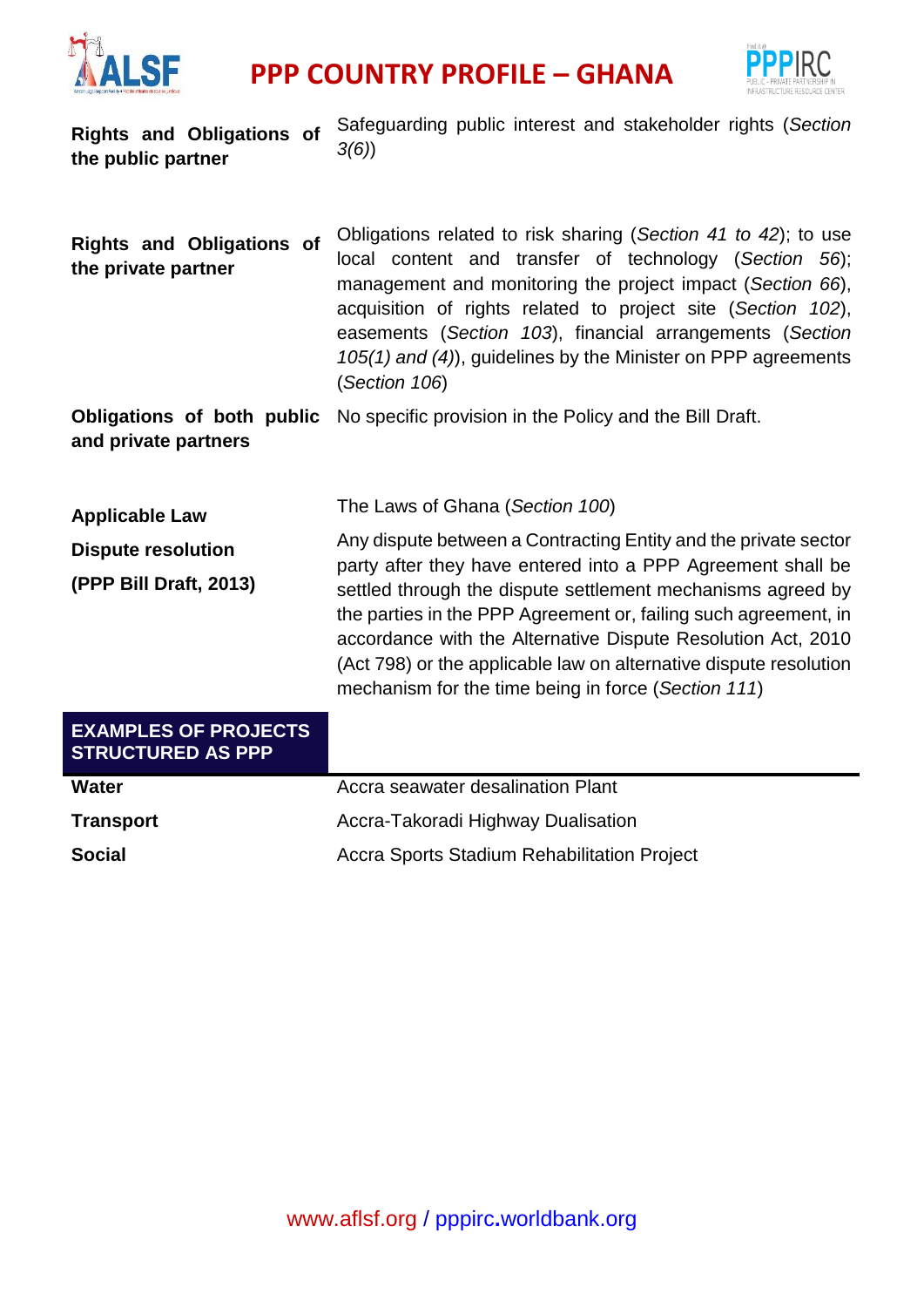| | |
|---|---|
| **Rights and Obligations of the public partner** | Safeguarding public interest and stakeholder rights (*Section 3(6)*) |
| **Rights and Obligations of the private partner** | Obligations related to risk sharing (*Section 41 to 42*); to use local content and transfer of technology (*Section 56*); management and monitoring the project impact (*Section 66*), acquisition of rights related to project site (*Section 102*), easements (*Section 103*), financial arrangements (*Section 105(1) and (4)*), guidelines by the Minister on PPP agreements (*Section 106*) |
| **Obligations of both public and private partners** | No specific provision in the Policy and the Bill Draft. |
| **Applicable Law** | The Laws of Ghana (*Section 100*) |
| **Dispute resolution (PPP Bill Draft, 2013)** | Any dispute between a Contracting Entity and the private sector party after they have entered into a PPP Agreement shall be settled through the dispute settlement mechanisms agreed by the parties in the PPP Agreement or, failing such agreement, in accordance with the Alternative Dispute Resolution Act, 2010 (Act 798) or the applicable law on alternative dispute resolution mechanism for the time being in force (*Section 111*) |

## EXAMPLES OF PROJECTS STRUCTURED AS PPP

| | |
|---|---|
| **Water** | Accra seawater desalination Plant |
| **Transport** | Accra-Takoradi Highway Dualisation |
| **Social** | Accra Sports Stadium Rehabilitation Project |

www.aflsf.org / pppirc.worldbank.org